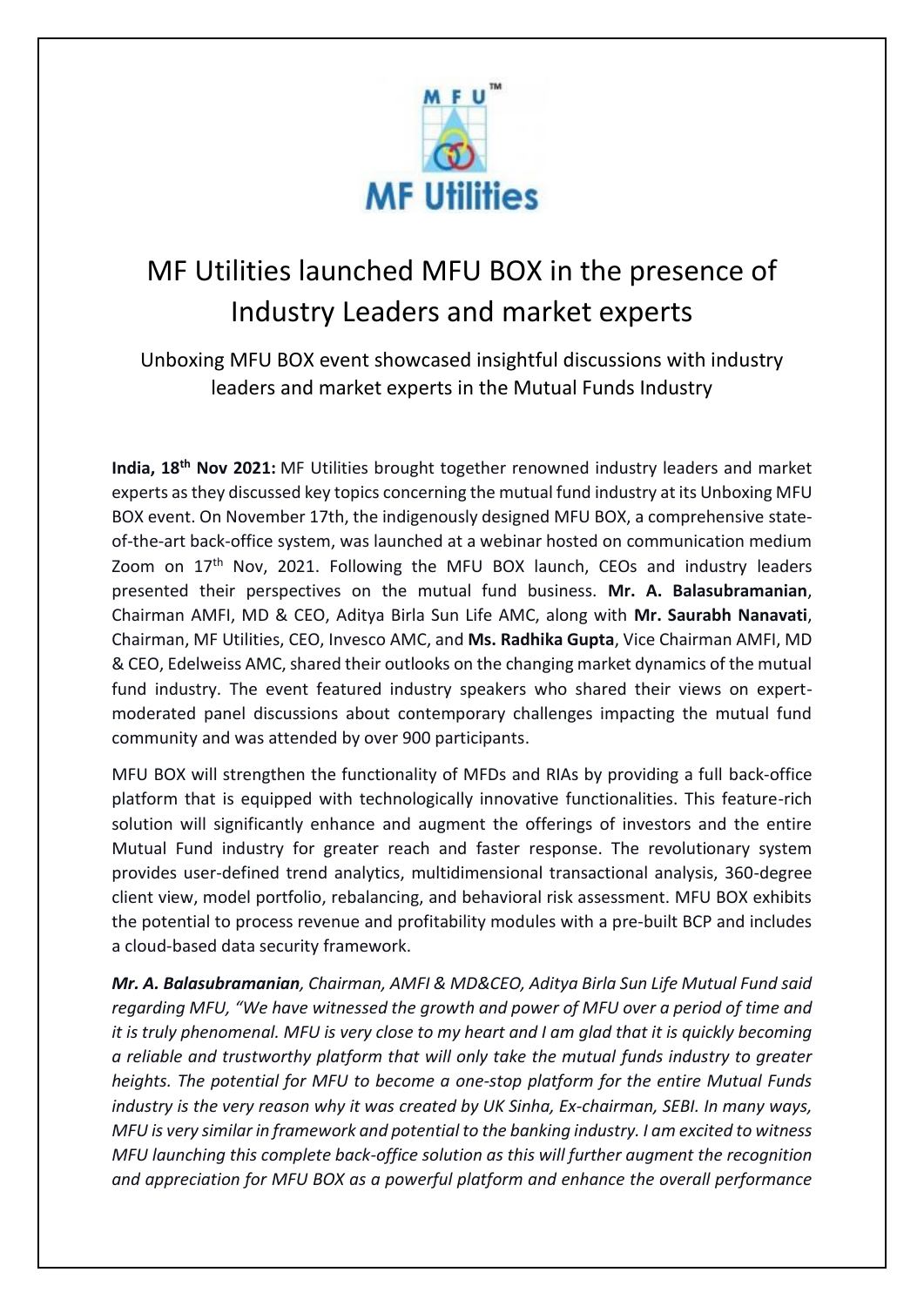# MF Utilities launched MFU BOX in the presence of Industry Leaders and market experts

Unboxing MFU BOX event showcased insightful discussions with industry leaders and market experts in the Mutual Funds Industry

**India, 18th Nov 2021:** MF Utilities brought together renowned industry leaders and market experts as they discussed key topics concerning the mutual fund industry at its Unboxing MFU BOX event. On November 17th, the indigenously designed MFU BOX, a comprehensive state-of-the-art back-office system, was launched at a webinar hosted on communication medium Zoom on 17th Nov, 2021. Following the MFU BOX launch, CEOs and industry leaders presented their perspectives on the mutual fund business. **Mr. A. Balasubramanian**, Chairman AMFI, MD & CEO, Aditya Birla Sun Life AMC, along with **Mr. Saurabh Nanavati**, Chairman, MF Utilities, CEO, Invesco AMC, and **Ms. Radhika Gupta**, Vice Chairman AMFI, MD & CEO, Edelweiss AMC, shared their outlooks on the changing market dynamics of the mutual fund industry. The event featured industry speakers who shared their views on expert-moderated panel discussions about contemporary challenges impacting the mutual fund community and was attended by over 900 participants.

MFU BOX will strengthen the functionality of MFDs and RIAs by providing a full back-office platform that is equipped with technologically innovative functionalities. This feature-rich solution will significantly enhance and augment the offerings of investors and the entire Mutual Fund industry for greater reach and faster response. The revolutionary system provides user-defined trend analytics, multidimensional transactional analysis, 360-degree client view, model portfolio, rebalancing, and behavioral risk assessment. MFU BOX exhibits the potential to process revenue and profitability modules with a pre-built BCP and includes a cloud-based data security framework.

***Mr. A. Balasubramanian**, Chairman, AMFI & MD&CEO, Aditya Birla Sun Life Mutual Fund said regarding MFU, "We have witnessed the growth and power of MFU over a period of time and it is truly phenomenal. MFU is very close to my heart and I am glad that it is quickly becoming a reliable and trustworthy platform that will only take the mutual funds industry to greater heights. The potential for MFU to become a one-stop platform for the entire Mutual Funds industry is the very reason why it was created by UK Sinha, Ex-chairman, SEBI. In many ways, MFU is very similar in framework and potential to the banking industry. I am excited to witness MFU launching this complete back-office solution as this will further augment the recognition and appreciation for MFU BOX as a powerful platform and enhance the overall performance*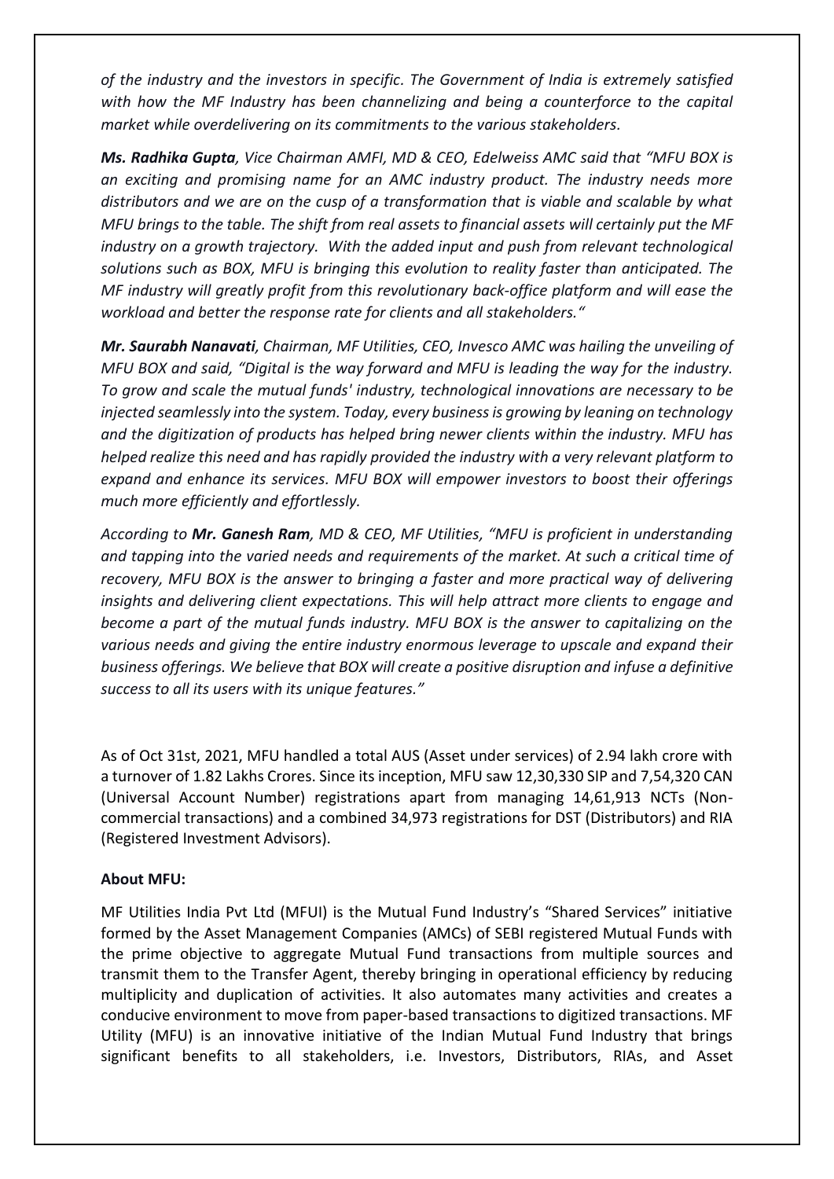*of the industry and the investors in specific. The Government of India is extremely satisfied with how the MF Industry has been channelizing and being a counterforce to the capital market while overdelivering on its commitments to the various stakeholders.*

***Ms. Radhika Gupta**, Vice Chairman AMFI, MD & CEO, Edelweiss AMC said that "MFU BOX is an exciting and promising name for an AMC industry product. The industry needs more distributors and we are on the cusp of a transformation that is viable and scalable by what MFU brings to the table. The shift from real assets to financial assets will certainly put the MF industry on a growth trajectory. With the added input and push from relevant technological solutions such as BOX, MFU is bringing this evolution to reality faster than anticipated. The MF industry will greatly profit from this revolutionary back-office platform and will ease the workload and better the response rate for clients and all stakeholders."*

***Mr. Saurabh Nanavati**, Chairman, MF Utilities, CEO, Invesco AMC was hailing the unveiling of MFU BOX and said, "Digital is the way forward and MFU is leading the way for the industry. To grow and scale the mutual funds' industry, technological innovations are necessary to be injected seamlessly into the system. Today, every business is growing by leaning on technology and the digitization of products has helped bring newer clients within the industry. MFU has helped realize this need and has rapidly provided the industry with a very relevant platform to expand and enhance its services. MFU BOX will empower investors to boost their offerings much more efficiently and effortlessly.*

*According to **Mr. Ganesh Ram**, MD & CEO, MF Utilities, "MFU is proficient in understanding and tapping into the varied needs and requirements of the market. At such a critical time of recovery, MFU BOX is the answer to bringing a faster and more practical way of delivering insights and delivering client expectations. This will help attract more clients to engage and become a part of the mutual funds industry. MFU BOX is the answer to capitalizing on the various needs and giving the entire industry enormous leverage to upscale and expand their business offerings. We believe that BOX will create a positive disruption and infuse a definitive success to all its users with its unique features."*

As of Oct 31st, 2021, MFU handled a total AUS (Asset under services) of 2.94 lakh crore with a turnover of 1.82 Lakhs Crores. Since its inception, MFU saw 12,30,330 SIP and 7,54,320 CAN (Universal Account Number) registrations apart from managing 14,61,913 NCTs (Non-commercial transactions) and a combined 34,973 registrations for DST (Distributors) and RIA (Registered Investment Advisors).

**About MFU:**

MF Utilities India Pvt Ltd (MFUI) is the Mutual Fund Industry's "Shared Services" initiative formed by the Asset Management Companies (AMCs) of SEBI registered Mutual Funds with the prime objective to aggregate Mutual Fund transactions from multiple sources and transmit them to the Transfer Agent, thereby bringing in operational efficiency by reducing multiplicity and duplication of activities. It also automates many activities and creates a conducive environment to move from paper-based transactions to digitized transactions. MF Utility (MFU) is an innovative initiative of the Indian Mutual Fund Industry that brings significant benefits to all stakeholders, i.e. Investors, Distributors, RIAs, and Asset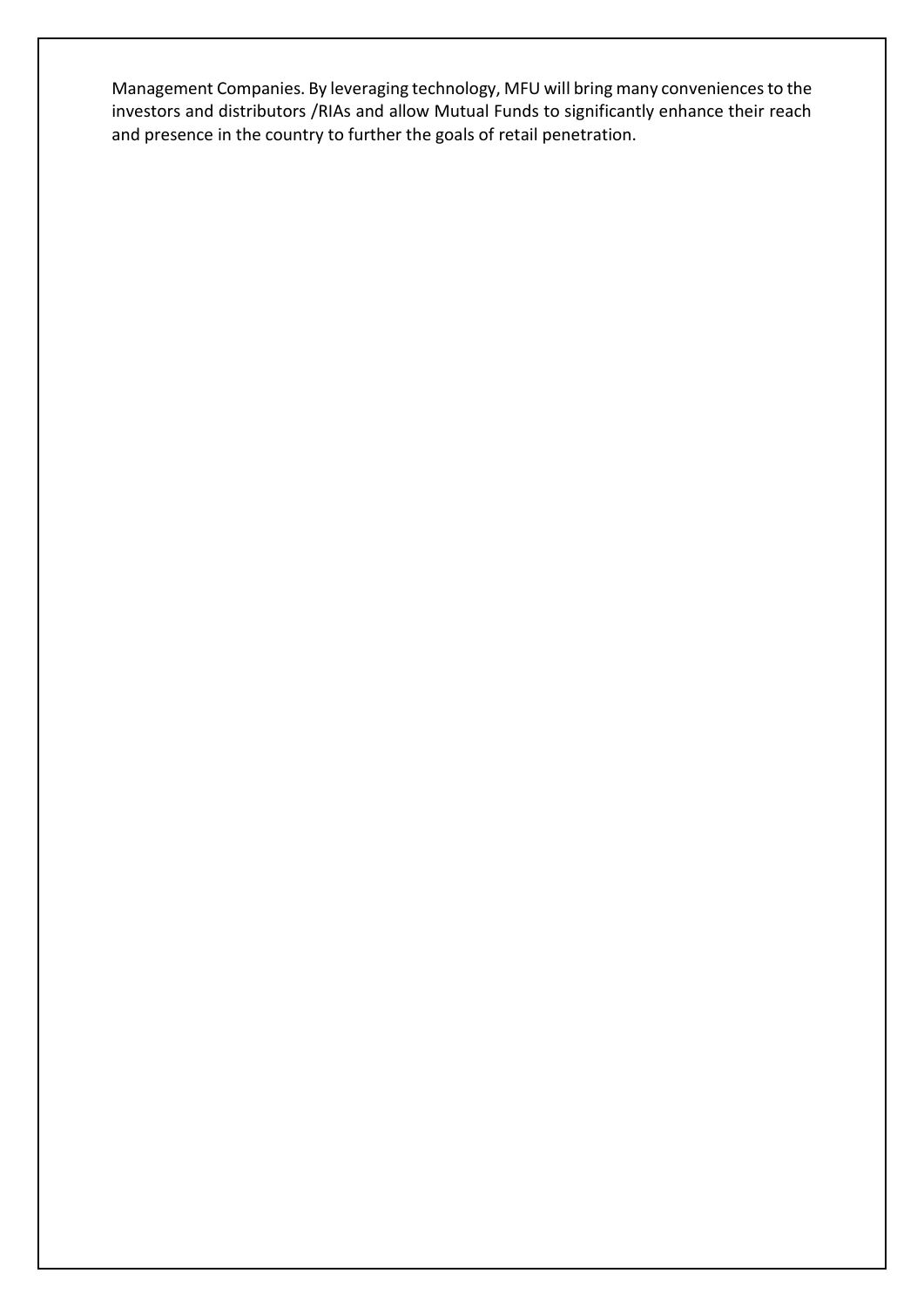Management Companies. By leveraging technology, MFU will bring many conveniences to the investors and distributors /RIAs and allow Mutual Funds to significantly enhance their reach and presence in the country to further the goals of retail penetration.